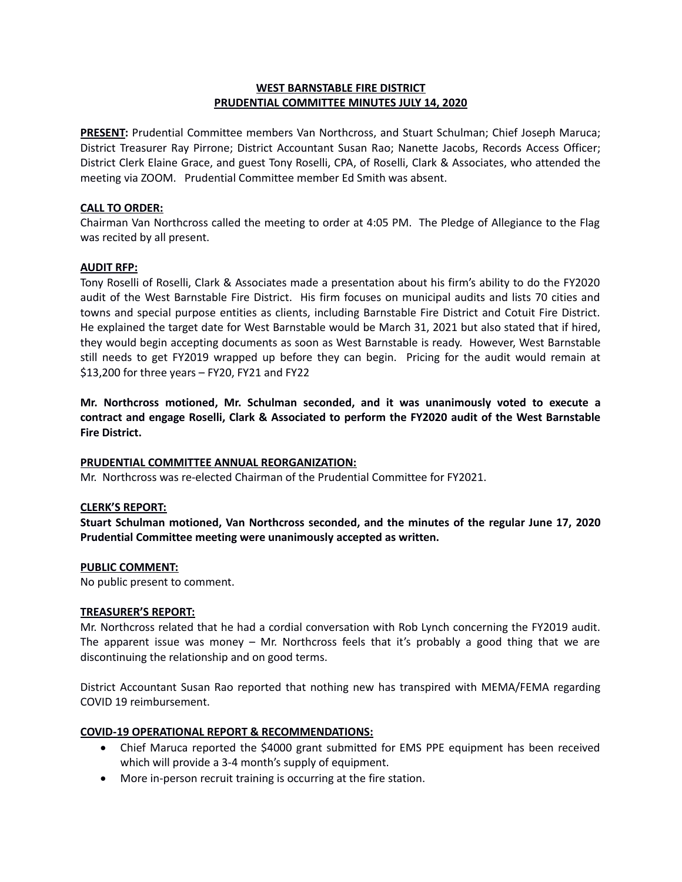# WEST BARNSTABLE FIRE DISTRICT
## PRUDENTIAL COMMITTEE MINUTES JULY 14, 2020

**PRESENT:** Prudential Committee members Van Northcross, and Stuart Schulman; Chief Joseph Maruca; District Treasurer Ray Pirrone; District Accountant Susan Rao; Nanette Jacobs, Records Access Officer; District Clerk Elaine Grace, and guest Tony Roselli, CPA, of Roselli, Clark & Associates, who attended the meeting via ZOOM. Prudential Committee member Ed Smith was absent.

### CALL TO ORDER:

Chairman Van Northcross called the meeting to order at 4:05 PM. The Pledge of Allegiance to the Flag was recited by all present.

### AUDIT RFP:

Tony Roselli of Roselli, Clark & Associates made a presentation about his firm's ability to do the FY2020 audit of the West Barnstable Fire District. His firm focuses on municipal audits and lists 70 cities and towns and special purpose entities as clients, including Barnstable Fire District and Cotuit Fire District. He explained the target date for West Barnstable would be March 31, 2021 but also stated that if hired, they would begin accepting documents as soon as West Barnstable is ready. However, West Barnstable still needs to get FY2019 wrapped up before they can begin. Pricing for the audit would remain at $13,200 for three years – FY20, FY21 and FY22

**Mr. Northcross motioned, Mr. Schulman seconded, and it was unanimously voted to execute a contract and engage Roselli, Clark & Associated to perform the FY2020 audit of the West Barnstable Fire District.**

### PRUDENTIAL COMMITTEE ANNUAL REORGANIZATION:

Mr. Northcross was re-elected Chairman of the Prudential Committee for FY2021.

### CLERK'S REPORT:

**Stuart Schulman motioned, Van Northcross seconded, and the minutes of the regular June 17, 2020 Prudential Committee meeting were unanimously accepted as written.**

### PUBLIC COMMENT:

No public present to comment.

### TREASURER'S REPORT:

Mr. Northcross related that he had a cordial conversation with Rob Lynch concerning the FY2019 audit. The apparent issue was money – Mr. Northcross feels that it's probably a good thing that we are discontinuing the relationship and on good terms.

District Accountant Susan Rao reported that nothing new has transpired with MEMA/FEMA regarding COVID 19 reimbursement.

### COVID-19 OPERATIONAL REPORT & RECOMMENDATIONS:

- Chief Maruca reported the $4000 grant submitted for EMS PPE equipment has been received which will provide a 3-4 month's supply of equipment.
- More in-person recruit training is occurring at the fire station.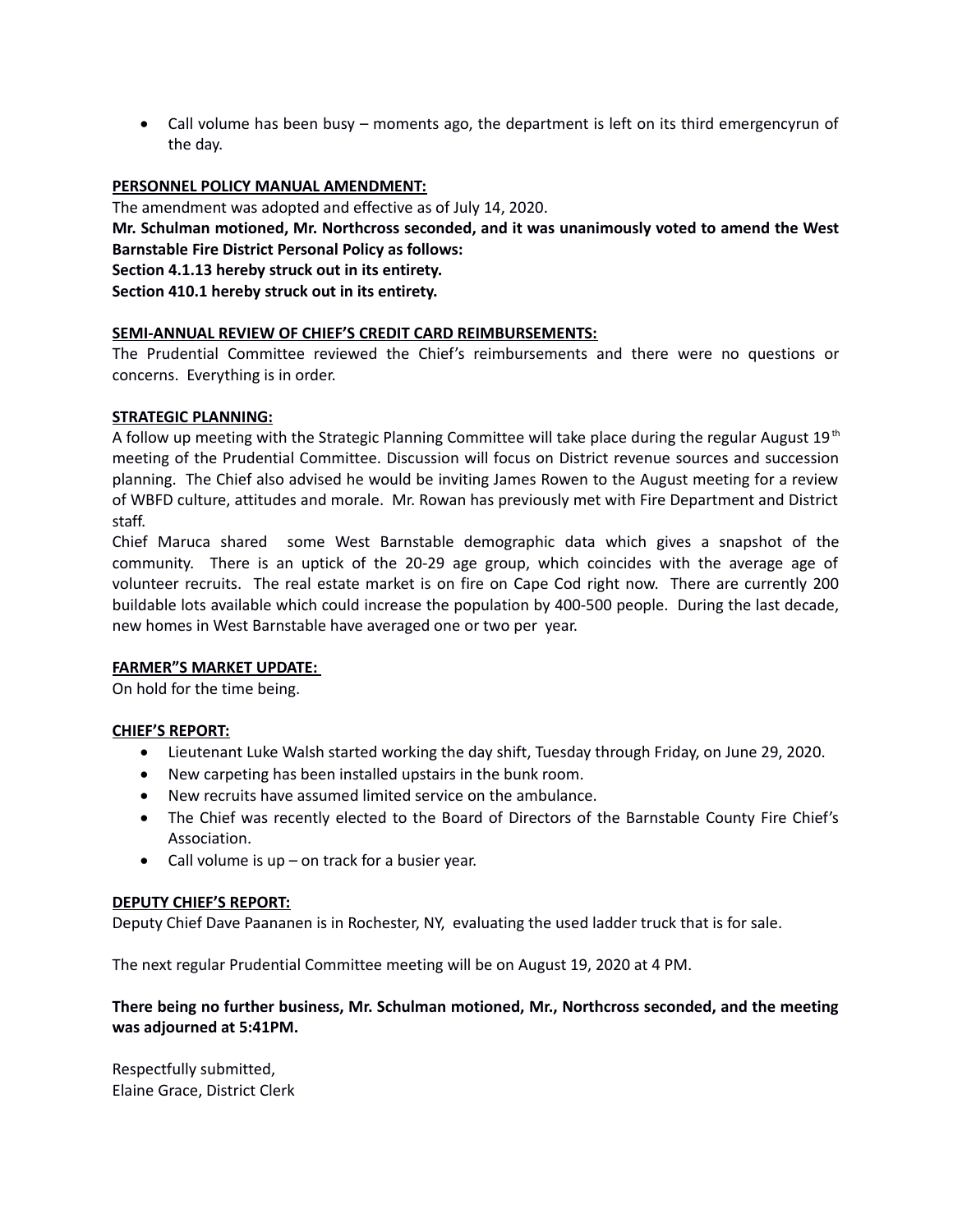- Call volume has been busy – moments ago, the department is left on its third emergencyrun of the day.

**PERSONNEL POLICY MANUAL AMENDMENT:**

The amendment was adopted and effective as of July 14, 2020.

**Mr. Schulman motioned, Mr. Northcross seconded, and it was unanimously voted to amend the West Barnstable Fire District Personal Policy as follows:**

**Section 4.1.13 hereby struck out in its entirety.**

**Section 410.1 hereby struck out in its entirety.**

**SEMI-ANNUAL REVIEW OF CHIEF'S CREDIT CARD REIMBURSEMENTS:**

The Prudential Committee reviewed the Chief's reimbursements and there were no questions or concerns. Everything is in order.

**STRATEGIC PLANNING:**

A follow up meeting with the Strategic Planning Committee will take place during the regular August 19th meeting of the Prudential Committee. Discussion will focus on District revenue sources and succession planning. The Chief also advised he would be inviting James Rowen to the August meeting for a review of WBFD culture, attitudes and morale. Mr. Rowan has previously met with Fire Department and District staff.

Chief Maruca shared some West Barnstable demographic data which gives a snapshot of the community. There is an uptick of the 20-29 age group, which coincides with the average age of volunteer recruits. The real estate market is on fire on Cape Cod right now. There are currently 200 buildable lots available which could increase the population by 400-500 people. During the last decade, new homes in West Barnstable have averaged one or two per year.

**FARMER"S MARKET UPDATE:**

On hold for the time being.

**CHIEF'S REPORT:**

- Lieutenant Luke Walsh started working the day shift, Tuesday through Friday, on June 29, 2020.
- New carpeting has been installed upstairs in the bunk room.
- New recruits have assumed limited service on the ambulance.
- The Chief was recently elected to the Board of Directors of the Barnstable County Fire Chief's Association.
- Call volume is up – on track for a busier year.

**DEPUTY CHIEF'S REPORT:**

Deputy Chief Dave Paananen is in Rochester, NY, evaluating the used ladder truck that is for sale.

The next regular Prudential Committee meeting will be on August 19, 2020 at 4 PM.

**There being no further business, Mr. Schulman motioned, Mr., Northcross seconded, and the meeting was adjourned at 5:41PM.**

Respectfully submitted,
Elaine Grace, District Clerk